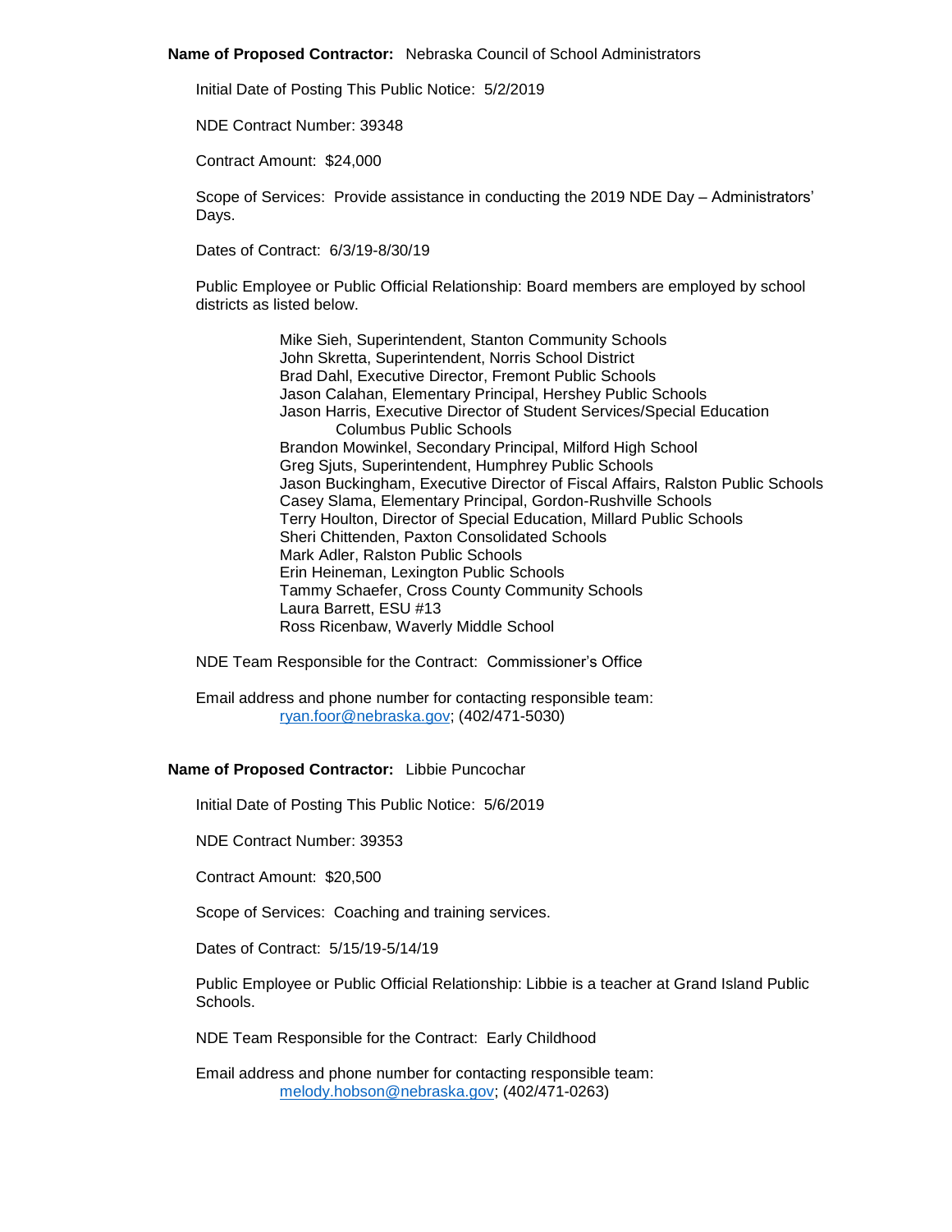**Name of Proposed Contractor:** Nebraska Council of School Administrators

Initial Date of Posting This Public Notice: 5/2/2019

NDE Contract Number: 39348

Contract Amount: $24,000

Scope of Services: Provide assistance in conducting the 2019 NDE Day – Administrators' Days.

Dates of Contract: 6/3/19-8/30/19

Public Employee or Public Official Relationship: Board members are employed by school districts as listed below.

Mike Sieh, Superintendent, Stanton Community Schools
John Skretta, Superintendent, Norris School District
Brad Dahl, Executive Director, Fremont Public Schools
Jason Calahan, Elementary Principal, Hershey Public Schools
Jason Harris, Executive Director of Student Services/Special Education Columbus Public Schools
Brandon Mowinkel, Secondary Principal, Milford High School
Greg Sjuts, Superintendent, Humphrey Public Schools
Jason Buckingham, Executive Director of Fiscal Affairs, Ralston Public Schools
Casey Slama, Elementary Principal, Gordon-Rushville Schools
Terry Houlton, Director of Special Education, Millard Public Schools
Sheri Chittenden, Paxton Consolidated Schools
Mark Adler, Ralston Public Schools
Erin Heineman, Lexington Public Schools
Tammy Schaefer, Cross County Community Schools
Laura Barrett, ESU #13
Ross Ricenbaw, Waverly Middle School

NDE Team Responsible for the Contract: Commissioner's Office

Email address and phone number for contacting responsible team:
ryan.foor@nebraska.gov; (402/471-5030)

**Name of Proposed Contractor:** Libbie Puncochar

Initial Date of Posting This Public Notice: 5/6/2019

NDE Contract Number: 39353

Contract Amount: $20,500

Scope of Services: Coaching and training services.

Dates of Contract: 5/15/19-5/14/19

Public Employee or Public Official Relationship: Libbie is a teacher at Grand Island Public Schools.

NDE Team Responsible for the Contract: Early Childhood

Email address and phone number for contacting responsible team:
melody.hobson@nebraska.gov; (402/471-0263)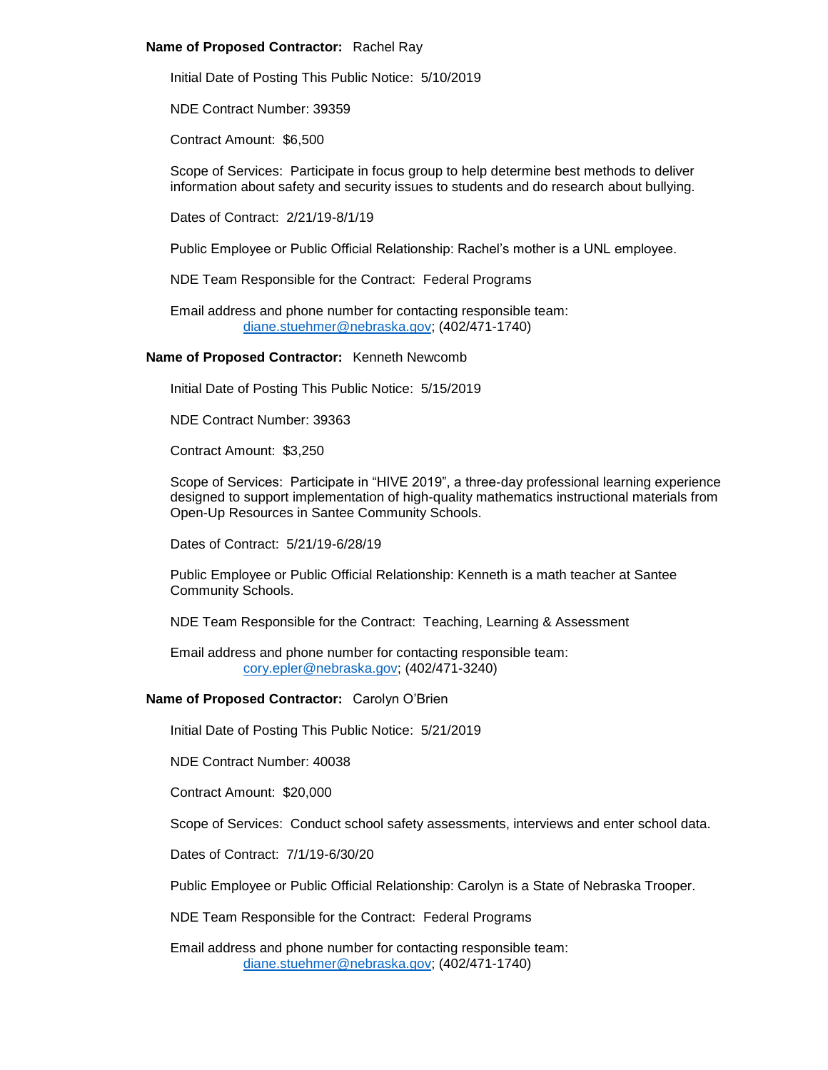**Name of Proposed Contractor:** Rachel Ray

Initial Date of Posting This Public Notice: 5/10/2019

NDE Contract Number: 39359

Contract Amount: $6,500

Scope of Services: Participate in focus group to help determine best methods to deliver information about safety and security issues to students and do research about bullying.

Dates of Contract: 2/21/19-8/1/19

Public Employee or Public Official Relationship: Rachel's mother is a UNL employee.

NDE Team Responsible for the Contract: Federal Programs

Email address and phone number for contacting responsible team:
diane.stuehmer@nebraska.gov; (402/471-1740)

**Name of Proposed Contractor:** Kenneth Newcomb

Initial Date of Posting This Public Notice: 5/15/2019

NDE Contract Number: 39363

Contract Amount: $3,250

Scope of Services: Participate in "HIVE 2019", a three-day professional learning experience designed to support implementation of high-quality mathematics instructional materials from Open-Up Resources in Santee Community Schools.

Dates of Contract: 5/21/19-6/28/19

Public Employee or Public Official Relationship: Kenneth is a math teacher at Santee Community Schools.

NDE Team Responsible for the Contract: Teaching, Learning & Assessment

Email address and phone number for contacting responsible team:
cory.epler@nebraska.gov; (402/471-3240)

**Name of Proposed Contractor:** Carolyn O'Brien

Initial Date of Posting This Public Notice: 5/21/2019

NDE Contract Number: 40038

Contract Amount: $20,000

Scope of Services: Conduct school safety assessments, interviews and enter school data.

Dates of Contract: 7/1/19-6/30/20

Public Employee or Public Official Relationship: Carolyn is a State of Nebraska Trooper.

NDE Team Responsible for the Contract: Federal Programs

Email address and phone number for contacting responsible team:
diane.stuehmer@nebraska.gov; (402/471-1740)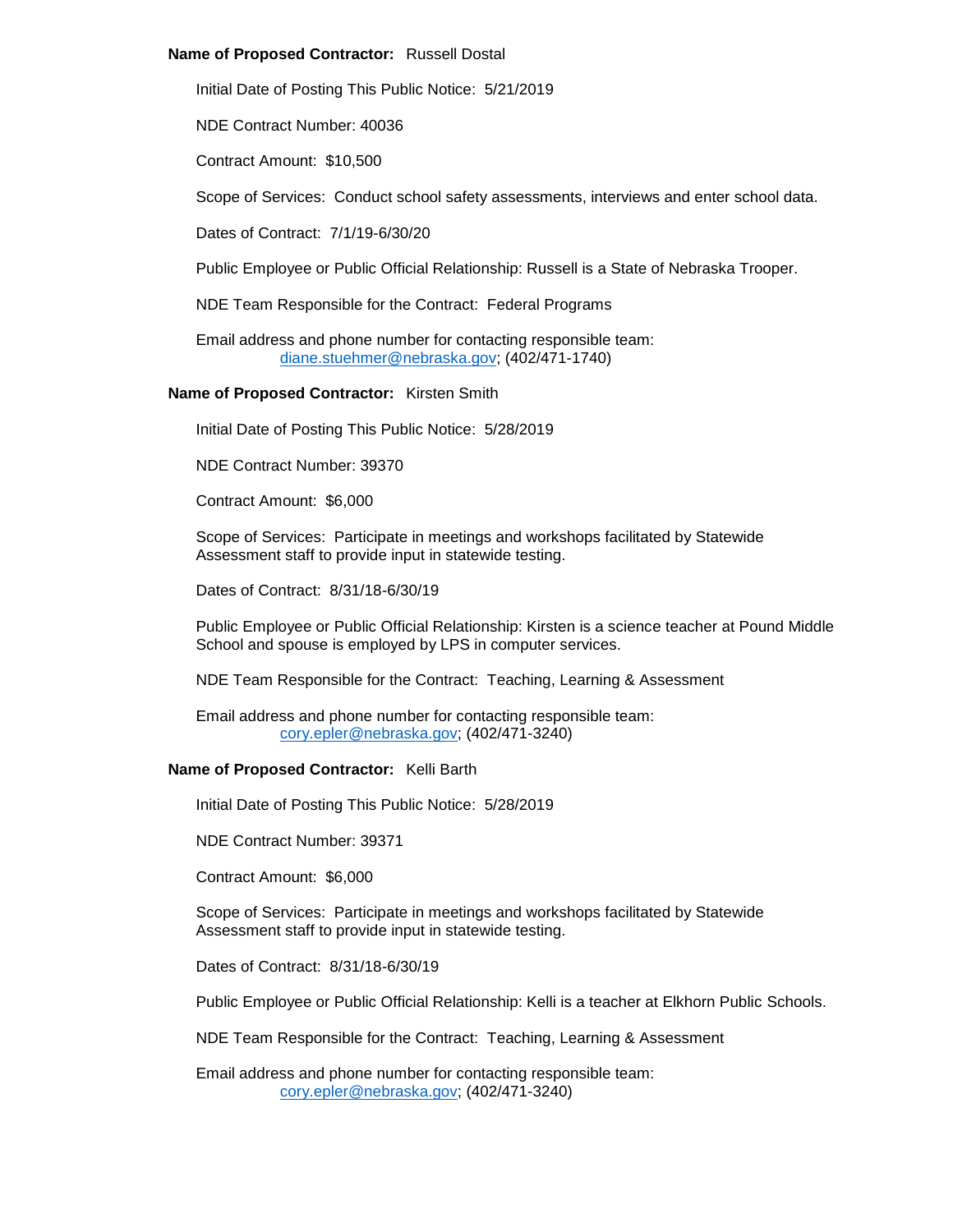**Name of Proposed Contractor:** Russell Dostal

Initial Date of Posting This Public Notice: 5/21/2019

NDE Contract Number: 40036

Contract Amount: $10,500

Scope of Services: Conduct school safety assessments, interviews and enter school data.

Dates of Contract: 7/1/19-6/30/20

Public Employee or Public Official Relationship: Russell is a State of Nebraska Trooper.

NDE Team Responsible for the Contract: Federal Programs

Email address and phone number for contacting responsible team:
diane.stuehmer@nebraska.gov; (402/471-1740)

**Name of Proposed Contractor:** Kirsten Smith

Initial Date of Posting This Public Notice: 5/28/2019

NDE Contract Number: 39370

Contract Amount: $6,000

Scope of Services: Participate in meetings and workshops facilitated by Statewide Assessment staff to provide input in statewide testing.

Dates of Contract: 8/31/18-6/30/19

Public Employee or Public Official Relationship: Kirsten is a science teacher at Pound Middle School and spouse is employed by LPS in computer services.

NDE Team Responsible for the Contract: Teaching, Learning & Assessment

Email address and phone number for contacting responsible team:
cory.epler@nebraska.gov; (402/471-3240)

**Name of Proposed Contractor:** Kelli Barth

Initial Date of Posting This Public Notice: 5/28/2019

NDE Contract Number: 39371

Contract Amount: $6,000

Scope of Services: Participate in meetings and workshops facilitated by Statewide Assessment staff to provide input in statewide testing.

Dates of Contract: 8/31/18-6/30/19

Public Employee or Public Official Relationship: Kelli is a teacher at Elkhorn Public Schools.

NDE Team Responsible for the Contract: Teaching, Learning & Assessment

Email address and phone number for contacting responsible team:
cory.epler@nebraska.gov; (402/471-3240)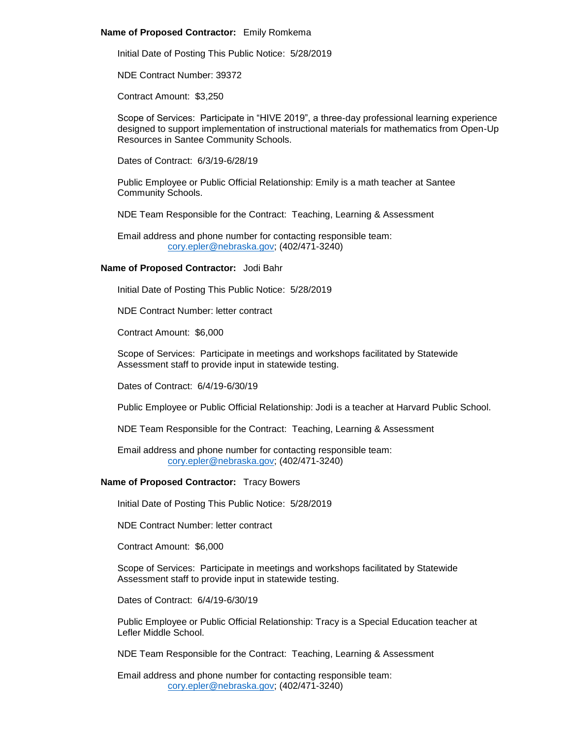**Name of Proposed Contractor:** Emily Romkema

Initial Date of Posting This Public Notice: 5/28/2019

NDE Contract Number: 39372

Contract Amount: $3,250

Scope of Services: Participate in "HIVE 2019", a three-day professional learning experience designed to support implementation of instructional materials for mathematics from Open-Up Resources in Santee Community Schools.

Dates of Contract: 6/3/19-6/28/19

Public Employee or Public Official Relationship: Emily is a math teacher at Santee Community Schools.

NDE Team Responsible for the Contract: Teaching, Learning & Assessment

Email address and phone number for contacting responsible team:
cory.epler@nebraska.gov; (402/471-3240)

**Name of Proposed Contractor:** Jodi Bahr

Initial Date of Posting This Public Notice: 5/28/2019

NDE Contract Number: letter contract

Contract Amount: $6,000

Scope of Services: Participate in meetings and workshops facilitated by Statewide Assessment staff to provide input in statewide testing.

Dates of Contract: 6/4/19-6/30/19

Public Employee or Public Official Relationship: Jodi is a teacher at Harvard Public School.

NDE Team Responsible for the Contract: Teaching, Learning & Assessment

Email address and phone number for contacting responsible team:
cory.epler@nebraska.gov; (402/471-3240)

**Name of Proposed Contractor:** Tracy Bowers

Initial Date of Posting This Public Notice: 5/28/2019

NDE Contract Number: letter contract

Contract Amount: $6,000

Scope of Services: Participate in meetings and workshops facilitated by Statewide Assessment staff to provide input in statewide testing.

Dates of Contract: 6/4/19-6/30/19

Public Employee or Public Official Relationship: Tracy is a Special Education teacher at Lefler Middle School.

NDE Team Responsible for the Contract: Teaching, Learning & Assessment

Email address and phone number for contacting responsible team:
cory.epler@nebraska.gov; (402/471-3240)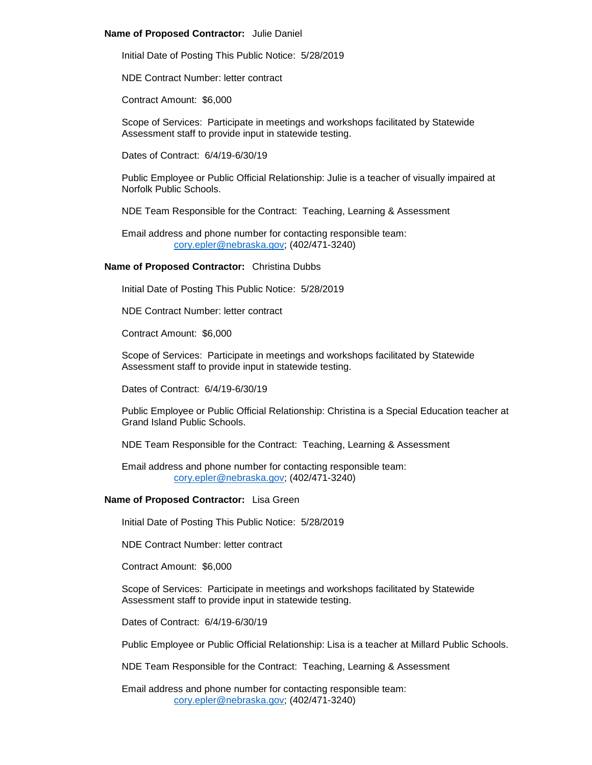**Name of Proposed Contractor:** Julie Daniel

Initial Date of Posting This Public Notice: 5/28/2019

NDE Contract Number: letter contract

Contract Amount: $6,000

Scope of Services: Participate in meetings and workshops facilitated by Statewide Assessment staff to provide input in statewide testing.

Dates of Contract: 6/4/19-6/30/19

Public Employee or Public Official Relationship: Julie is a teacher of visually impaired at Norfolk Public Schools.

NDE Team Responsible for the Contract: Teaching, Learning & Assessment

Email address and phone number for contacting responsible team:
cory.epler@nebraska.gov; (402/471-3240)

**Name of Proposed Contractor:** Christina Dubbs

Initial Date of Posting This Public Notice: 5/28/2019

NDE Contract Number: letter contract

Contract Amount: $6,000

Scope of Services: Participate in meetings and workshops facilitated by Statewide Assessment staff to provide input in statewide testing.

Dates of Contract: 6/4/19-6/30/19

Public Employee or Public Official Relationship: Christina is a Special Education teacher at Grand Island Public Schools.

NDE Team Responsible for the Contract: Teaching, Learning & Assessment

Email address and phone number for contacting responsible team:
cory.epler@nebraska.gov; (402/471-3240)

**Name of Proposed Contractor:** Lisa Green

Initial Date of Posting This Public Notice: 5/28/2019

NDE Contract Number: letter contract

Contract Amount: $6,000

Scope of Services: Participate in meetings and workshops facilitated by Statewide Assessment staff to provide input in statewide testing.

Dates of Contract: 6/4/19-6/30/19

Public Employee or Public Official Relationship: Lisa is a teacher at Millard Public Schools.

NDE Team Responsible for the Contract: Teaching, Learning & Assessment

Email address and phone number for contacting responsible team:
cory.epler@nebraska.gov; (402/471-3240)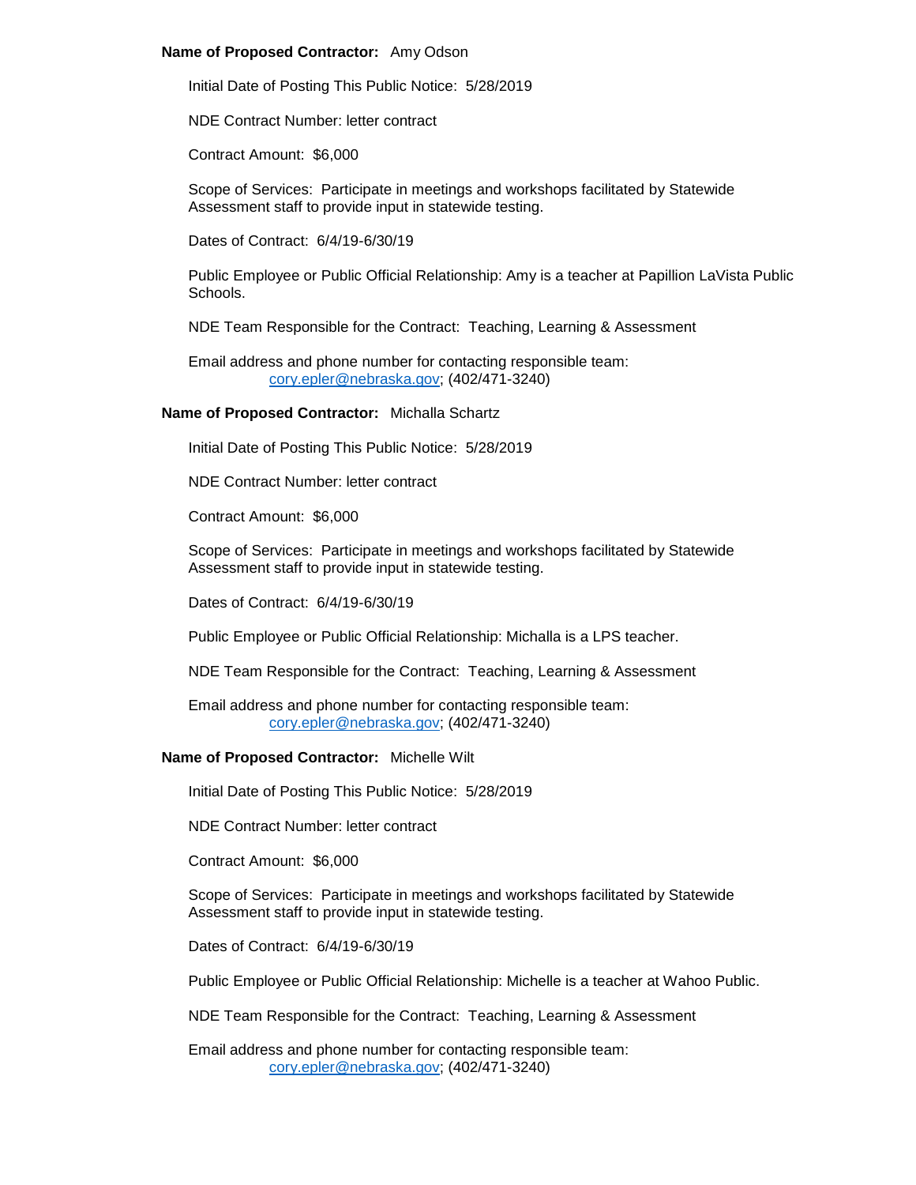**Name of Proposed Contractor:** Amy Odson

Initial Date of Posting This Public Notice: 5/28/2019

NDE Contract Number: letter contract

Contract Amount: $6,000

Scope of Services: Participate in meetings and workshops facilitated by Statewide Assessment staff to provide input in statewide testing.

Dates of Contract: 6/4/19-6/30/19

Public Employee or Public Official Relationship: Amy is a teacher at Papillion LaVista Public Schools.

NDE Team Responsible for the Contract: Teaching, Learning & Assessment

Email address and phone number for contacting responsible team:
cory.epler@nebraska.gov; (402/471-3240)

**Name of Proposed Contractor:** Michalla Schartz

Initial Date of Posting This Public Notice: 5/28/2019

NDE Contract Number: letter contract

Contract Amount: $6,000

Scope of Services: Participate in meetings and workshops facilitated by Statewide Assessment staff to provide input in statewide testing.

Dates of Contract: 6/4/19-6/30/19

Public Employee or Public Official Relationship: Michalla is a LPS teacher.

NDE Team Responsible for the Contract: Teaching, Learning & Assessment

Email address and phone number for contacting responsible team:
cory.epler@nebraska.gov; (402/471-3240)

**Name of Proposed Contractor:** Michelle Wilt

Initial Date of Posting This Public Notice: 5/28/2019

NDE Contract Number: letter contract

Contract Amount: $6,000

Scope of Services: Participate in meetings and workshops facilitated by Statewide Assessment staff to provide input in statewide testing.

Dates of Contract: 6/4/19-6/30/19

Public Employee or Public Official Relationship: Michelle is a teacher at Wahoo Public.

NDE Team Responsible for the Contract: Teaching, Learning & Assessment

Email address and phone number for contacting responsible team:
cory.epler@nebraska.gov; (402/471-3240)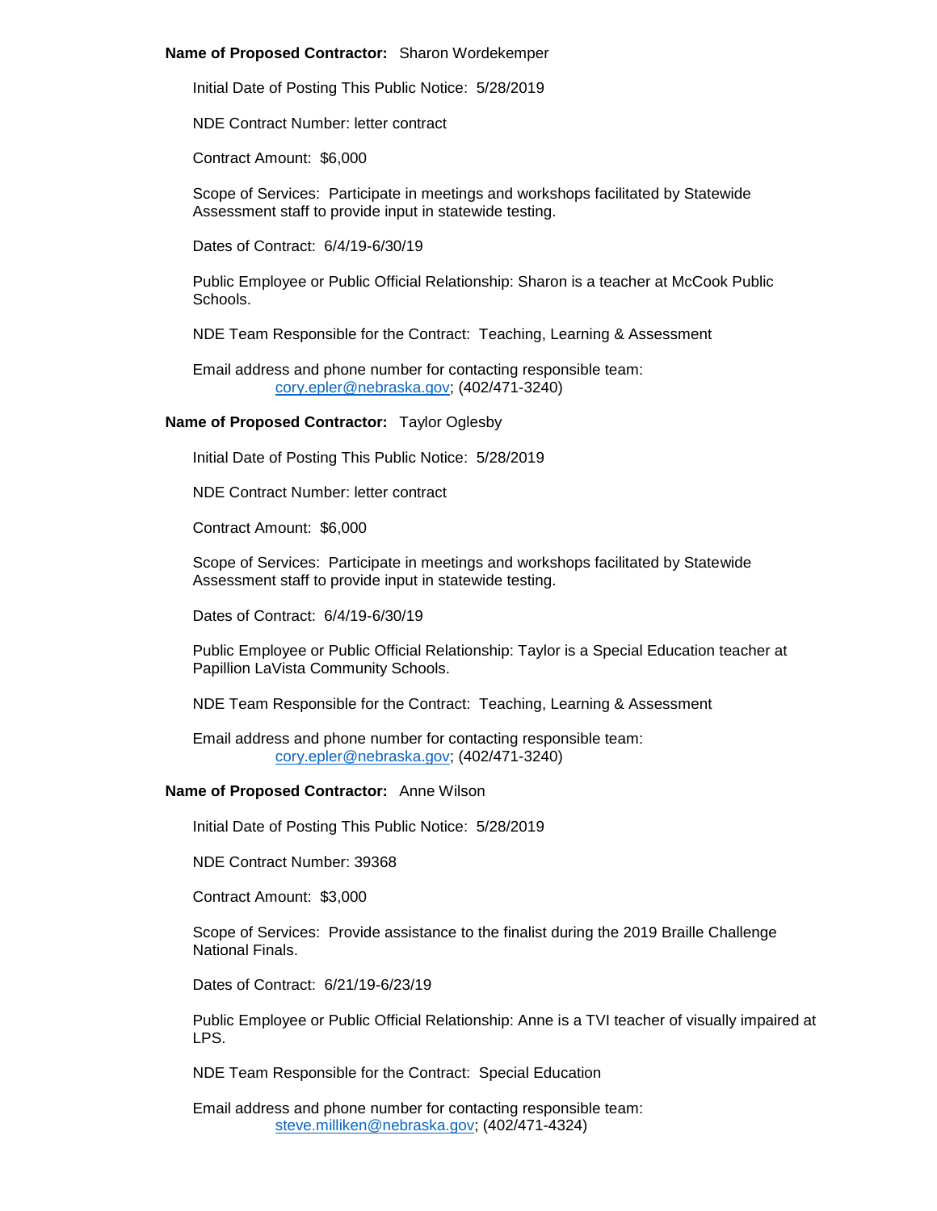**Name of Proposed Contractor:** Sharon Wordekemper

Initial Date of Posting This Public Notice: 5/28/2019

NDE Contract Number: letter contract

Contract Amount: $6,000

Scope of Services: Participate in meetings and workshops facilitated by Statewide Assessment staff to provide input in statewide testing.

Dates of Contract: 6/4/19-6/30/19

Public Employee or Public Official Relationship: Sharon is a teacher at McCook Public Schools.

NDE Team Responsible for the Contract: Teaching, Learning & Assessment

Email address and phone number for contacting responsible team:
cory.epler@nebraska.gov; (402/471-3240)

**Name of Proposed Contractor:** Taylor Oglesby

Initial Date of Posting This Public Notice: 5/28/2019

NDE Contract Number: letter contract

Contract Amount: $6,000

Scope of Services: Participate in meetings and workshops facilitated by Statewide Assessment staff to provide input in statewide testing.

Dates of Contract: 6/4/19-6/30/19

Public Employee or Public Official Relationship: Taylor is a Special Education teacher at Papillion LaVista Community Schools.

NDE Team Responsible for the Contract: Teaching, Learning & Assessment

Email address and phone number for contacting responsible team:
cory.epler@nebraska.gov; (402/471-3240)

**Name of Proposed Contractor:** Anne Wilson

Initial Date of Posting This Public Notice: 5/28/2019

NDE Contract Number: 39368

Contract Amount: $3,000

Scope of Services: Provide assistance to the finalist during the 2019 Braille Challenge National Finals.

Dates of Contract: 6/21/19-6/23/19

Public Employee or Public Official Relationship: Anne is a TVI teacher of visually impaired at LPS.

NDE Team Responsible for the Contract: Special Education

Email address and phone number for contacting responsible team:
steve.milliken@nebraska.gov; (402/471-4324)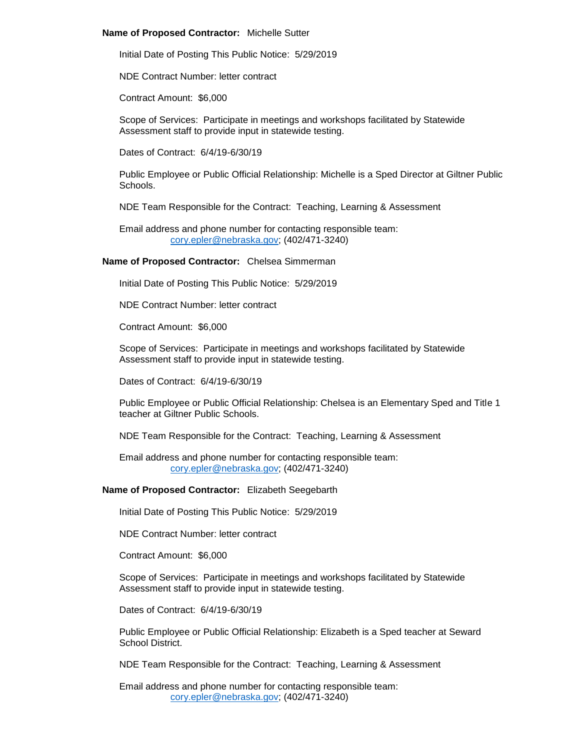**Name of Proposed Contractor:** Michelle Sutter

Initial Date of Posting This Public Notice: 5/29/2019

NDE Contract Number: letter contract

Contract Amount: $6,000

Scope of Services: Participate in meetings and workshops facilitated by Statewide Assessment staff to provide input in statewide testing.

Dates of Contract: 6/4/19-6/30/19

Public Employee or Public Official Relationship: Michelle is a Sped Director at Giltner Public Schools.

NDE Team Responsible for the Contract: Teaching, Learning & Assessment

Email address and phone number for contacting responsible team:
cory.epler@nebraska.gov; (402/471-3240)

**Name of Proposed Contractor:** Chelsea Simmerman

Initial Date of Posting This Public Notice: 5/29/2019

NDE Contract Number: letter contract

Contract Amount: $6,000

Scope of Services: Participate in meetings and workshops facilitated by Statewide Assessment staff to provide input in statewide testing.

Dates of Contract: 6/4/19-6/30/19

Public Employee or Public Official Relationship: Chelsea is an Elementary Sped and Title 1 teacher at Giltner Public Schools.

NDE Team Responsible for the Contract: Teaching, Learning & Assessment

Email address and phone number for contacting responsible team:
cory.epler@nebraska.gov; (402/471-3240)

**Name of Proposed Contractor:** Elizabeth Seegebarth

Initial Date of Posting This Public Notice: 5/29/2019

NDE Contract Number: letter contract

Contract Amount: $6,000

Scope of Services: Participate in meetings and workshops facilitated by Statewide Assessment staff to provide input in statewide testing.

Dates of Contract: 6/4/19-6/30/19

Public Employee or Public Official Relationship: Elizabeth is a Sped teacher at Seward School District.

NDE Team Responsible for the Contract: Teaching, Learning & Assessment

Email address and phone number for contacting responsible team:
cory.epler@nebraska.gov; (402/471-3240)